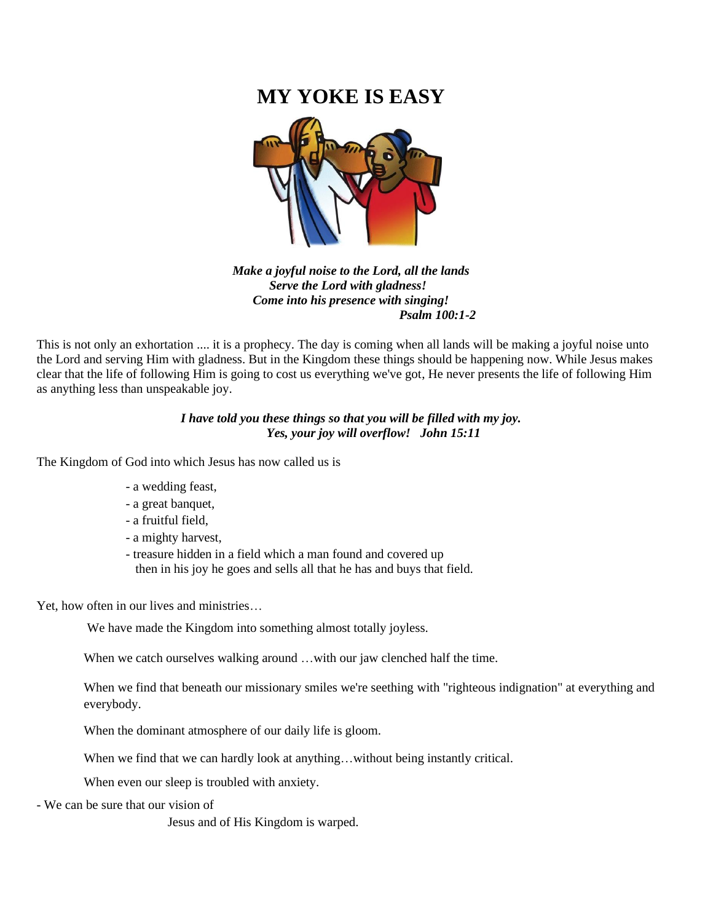# MY YOKE IS EASY

***Make a joyful noise to the Lord, all the lands***
***Serve the Lord with gladness!***
***Come into his presence with singing!***
***Psalm 100:1-2***

This is not only an exhortation .... it is a prophecy. The day is coming when all lands will be making a joyful noise unto the Lord and serving Him with gladness. But in the Kingdom these things should be happening now. While Jesus makes clear that the life of following Him is going to cost us everything we've got, He never presents the life of following Him as anything less than unspeakable joy.

***I have told you these things so that you will be filled with my joy.***
***Yes, your joy will overflow! John 15:11***

The Kingdom of God into which Jesus has now called us is

- a wedding feast,
- a great banquet,
- a fruitful field,
- a mighty harvest,
- treasure hidden in a field which a man found and covered up then in his joy he goes and sells all that he has and buys that field.

Yet, how often in our lives and ministries…

We have made the Kingdom into something almost totally joyless.

When we catch ourselves walking around …with our jaw clenched half the time.

When we find that beneath our missionary smiles we're seething with "righteous indignation" at everything and everybody.

When the dominant atmosphere of our daily life is gloom.

When we find that we can hardly look at anything…without being instantly critical.

When even our sleep is troubled with anxiety.

- We can be sure that our vision of Jesus and of His Kingdom is warped.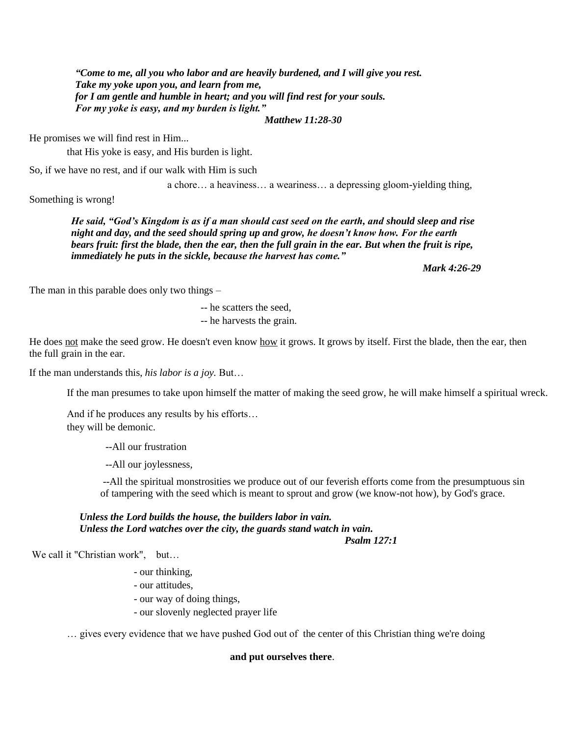***"Come to me, all you who labor and are heavily burdened, and I will give you rest.***
***Take my yoke upon you, and learn from me,***
***for I am gentle and humble in heart; and you will find rest for your souls.***
***For my yoke is easy, and my burden is light."***

***Matthew 11:28-30***

He promises we will find rest in Him...

that His yoke is easy, and His burden is light.

So, if we have no rest, and if our walk with Him is such

a chore… a heaviness… a weariness… a depressing gloom-yielding thing,

Something is wrong!

> ***He said, "God's Kingdom is as if a man should cast seed on the earth, and should sleep and rise night and day, and the seed should spring up and grow, he doesn't know how. For the earth bears fruit: first the blade, then the ear, then the full grain in the ear. But when the fruit is ripe, immediately he puts in the sickle, because the harvest has come."***
>
> ***Mark 4:26-29***

The man in this parable does only two things –

-- he scatters the seed,
-- he harvests the grain.

He does not make the seed grow. He doesn't even know how it grows. It grows by itself. First the blade, then the ear, then the full grain in the ear.

If the man understands this, *his labor is a joy.* But…

If the man presumes to take upon himself the matter of making the seed grow, he will make himself a spiritual wreck.

And if he produces any results by his efforts…
they will be demonic.

--All our frustration

--All our joylessness,

--All the spiritual monstrosities we produce out of our feverish efforts come from the presumptuous sin of tampering with the seed which is meant to sprout and grow (we know-not how), by God's grace.

***Unless the Lord builds the house, the builders labor in vain.***
***Unless the Lord watches over the city, the guards stand watch in vain.***

***Psalm 127:1***

We call it "Christian work", but…

- our thinking,
- our attitudes,
- our way of doing things,
- our slovenly neglected prayer life

… gives every evidence that we have pushed God out of the center of this Christian thing we're doing

**and put ourselves there**.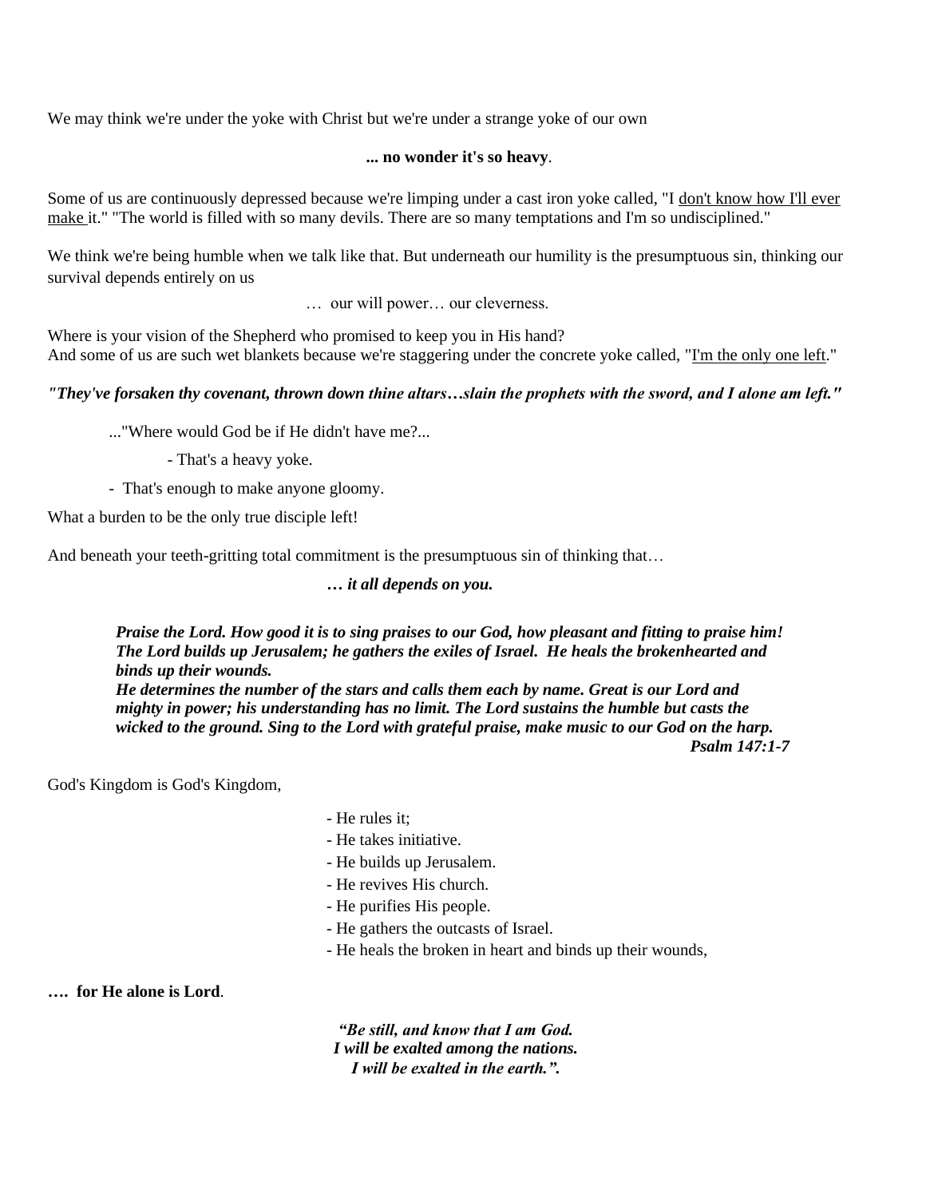We may think we're under the yoke with Christ but we're under a strange yoke of our own

**... no wonder it's so heavy**.

Some of us are continuously depressed because we're limping under a cast iron yoke called, "I don't know how I'll ever make it." "The world is filled with so many devils. There are so many temptations and I'm so undisciplined."

We think we're being humble when we talk like that. But underneath our humility is the presumptuous sin, thinking our survival depends entirely on us

… our will power… our cleverness.

Where is your vision of the Shepherd who promised to keep you in His hand?
And some of us are such wet blankets because we're staggering under the concrete yoke called, "I'm the only one left."

***"They've forsaken thy covenant, thrown down thine altars…slain the prophets with the sword, and I alone am left."***

..."Where would God be if He didn't have me?...

- That's a heavy yoke.

- That's enough to make anyone gloomy.

What a burden to be the only true disciple left!

And beneath your teeth-gritting total commitment is the presumptuous sin of thinking that…

***… it all depends on you.***

***Praise the Lord. How good it is to sing praises to our God, how pleasant and fitting to praise him! The Lord builds up Jerusalem; he gathers the exiles of Israel. He heals the brokenhearted and binds up their wounds.***
***He determines the number of the stars and calls them each by name. Great is our Lord and mighty in power; his understanding has no limit. The Lord sustains the humble but casts the wicked to the ground. Sing to the Lord with grateful praise, make music to our God on the harp.***
***Psalm 147:1-7***

God's Kingdom is God's Kingdom,

- He rules it;
- He takes initiative.
- He builds up Jerusalem.
- He revives His church.
- He purifies His people.
- He gathers the outcasts of Israel.
- He heals the broken in heart and binds up their wounds,

**…. for He alone is Lord**.

***"Be still, and know that I am God.***
***I will be exalted among the nations.***
***I will be exalted in the earth.".***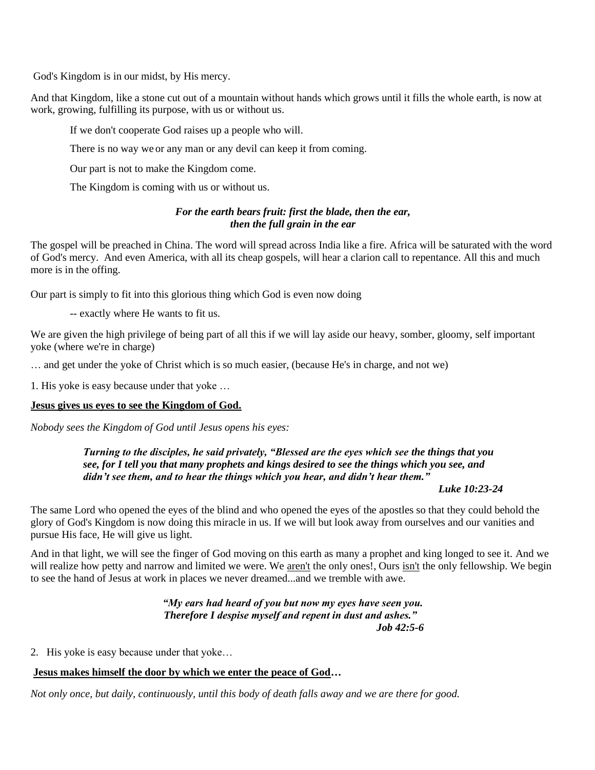God's Kingdom is in our midst, by His mercy.

And that Kingdom, like a stone cut out of a mountain without hands which grows until it fills the whole earth, is now at work, growing, fulfilling its purpose, with us or without us.

> If we don't cooperate God raises up a people who will.
>
> There is no way we or any man or any devil can keep it from coming.
>
> Our part is not to make the Kingdom come.
>
> The Kingdom is coming with us or without us.

***For the earth bears fruit: first the blade, then the ear, then the full grain in the ear***

The gospel will be preached in China. The word will spread across India like a fire. Africa will be saturated with the word of God's mercy. And even America, with all its cheap gospels, will hear a clarion call to repentance. All this and much more is in the offing.

Our part is simply to fit into this glorious thing which God is even now doing

> -- exactly where He wants to fit us.

We are given the high privilege of being part of all this if we will lay aside our heavy, somber, gloomy, self important yoke (where we're in charge)

… and get under the yoke of Christ which is so much easier, (because He's in charge, and not we)

1. His yoke is easy because under that yoke …

**Jesus gives us eyes to see the Kingdom of God.**

*Nobody sees the Kingdom of God until Jesus opens his eyes:*

> ***Turning to the disciples, he said privately, "Blessed are the eyes which see the things that you see, for I tell you that many prophets and kings desired to see the things which you see, and didn't see them, and to hear the things which you hear, and didn't hear them."***
>
> ***Luke 10:23-24***

The same Lord who opened the eyes of the blind and who opened the eyes of the apostles so that they could behold the glory of God's Kingdom is now doing this miracle in us. If we will but look away from ourselves and our vanities and pursue His face, He will give us light.

And in that light, we will see the finger of God moving on this earth as many a prophet and king longed to see it. And we will realize how petty and narrow and limited we were. We aren't the only ones!, Ours isn't the only fellowship. We begin to see the hand of Jesus at work in places we never dreamed...and we tremble with awe.

> ***"My ears had heard of you but now my eyes have seen you. Therefore I despise myself and repent in dust and ashes."***
>
> ***Job 42:5-6***

2. His yoke is easy because under that yoke…

**Jesus makes himself the door by which we enter the peace of God…**

*Not only once, but daily, continuously, until this body of death falls away and we are there for good.*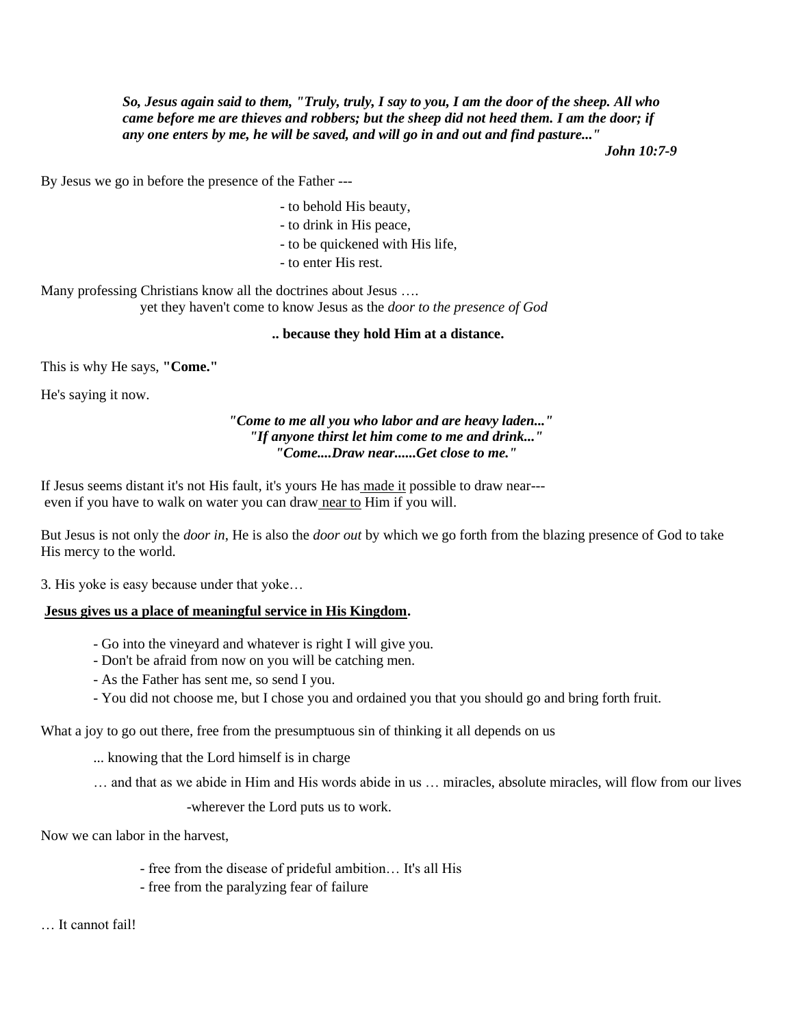***So, Jesus again said to them, "Truly, truly, I say to you, I am the door of the sheep. All who came before me are thieves and robbers; but the sheep did not heed them. I am the door; if any one enters by me, he will be saved, and will go in and out and find pasture..."***

***John 10:7-9***

By Jesus we go in before the presence of the Father ---

- to behold His beauty,
- to drink in His peace,
- to be quickened with His life,
- to enter His rest.

Many professing Christians know all the doctrines about Jesus ….
yet they haven't come to know Jesus as the *door to the presence of God*

**.. because they hold Him at a distance.**

This is why He says, **"Come."**

He's saying it now.

***"Come to me all you who labor and are heavy laden..."***
***"If anyone thirst let him come to me and drink..."***
***"Come....Draw near......Get close to me."***

If Jesus seems distant it's not His fault, it's yours He has made it possible to draw near---
even if you have to walk on water you can draw near to Him if you will.

But Jesus is not only the *door in*, He is also the *door out* by which we go forth from the blazing presence of God to take His mercy to the world.

3. His yoke is easy because under that yoke…

**Jesus gives us a place of meaningful service in His Kingdom.**

- Go into the vineyard and whatever is right I will give you.
- Don't be afraid from now on you will be catching men.
- As the Father has sent me, so send I you.
- You did not choose me, but I chose you and ordained you that you should go and bring forth fruit.

What a joy to go out there, free from the presumptuous sin of thinking it all depends on us

... knowing that the Lord himself is in charge

… and that as we abide in Him and His words abide in us … miracles, absolute miracles, will flow from our lives

-wherever the Lord puts us to work.

Now we can labor in the harvest,

- free from the disease of prideful ambition… It's all His
- free from the paralyzing fear of failure

… It cannot fail!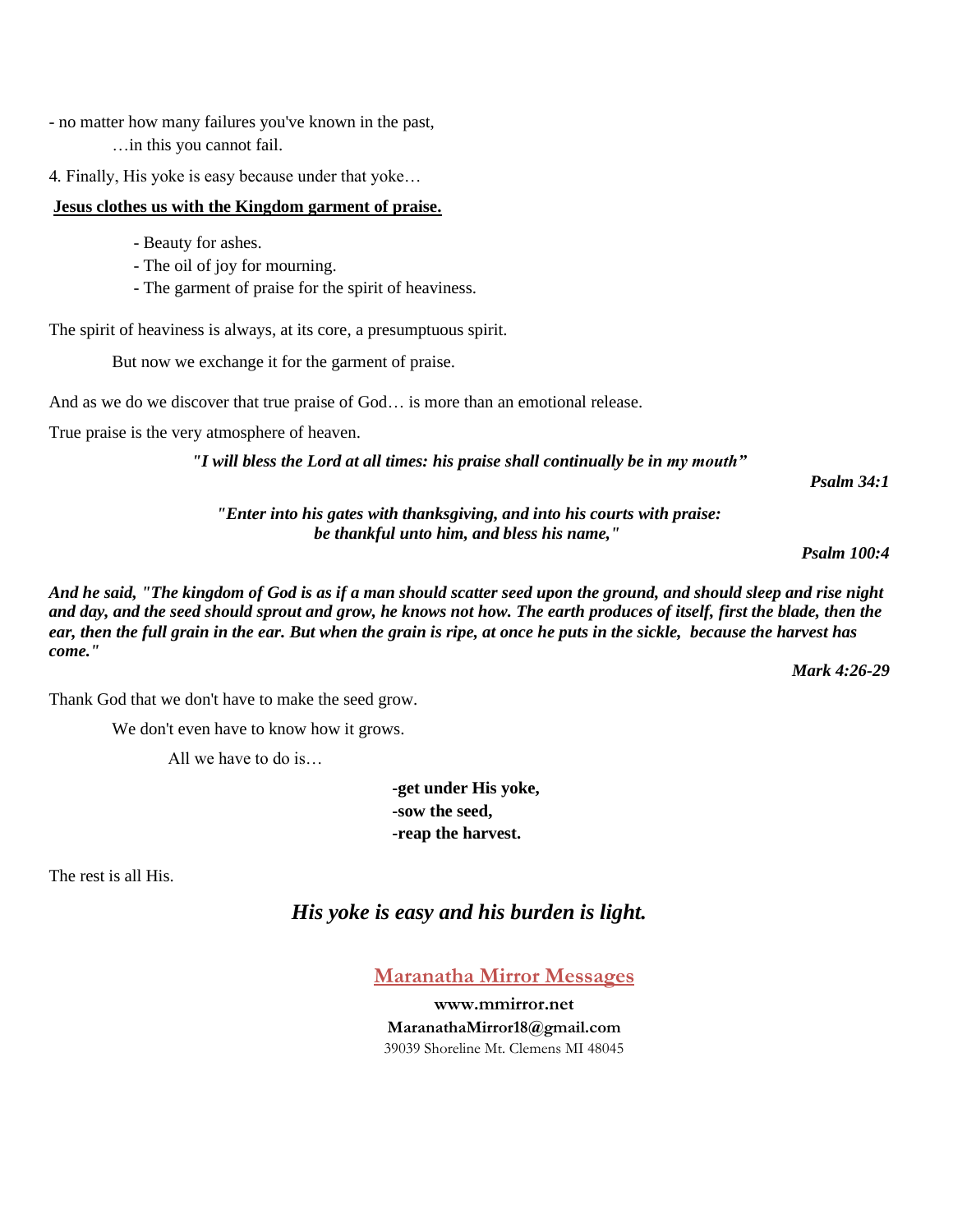- no matter how many failures you've known in the past,

…in this you cannot fail.

4. Finally, His yoke is easy because under that yoke…

**Jesus clothes us with the Kingdom garment of praise.**

- Beauty for ashes.
- The oil of joy for mourning.
- The garment of praise for the spirit of heaviness.

The spirit of heaviness is always, at its core, a presumptuous spirit.

But now we exchange it for the garment of praise.

And as we do we discover that true praise of God… is more than an emotional release.

True praise is the very atmosphere of heaven.

***"I will bless the Lord at all times: his praise shall continually be in my mouth"***

***Psalm 34:1***

***"Enter into his gates with thanksgiving, and into his courts with praise: be thankful unto him, and bless his name,"***

***Psalm 100:4***

***And he said, "The kingdom of God is as if a man should scatter seed upon the ground, and should sleep and rise night and day, and the seed should sprout and grow, he knows not how. The earth produces of itself, first the blade, then the ear, then the full grain in the ear. But when the grain is ripe, at once he puts in the sickle, because the harvest has come."***

***Mark 4:26-29***

Thank God that we don't have to make the seed grow.

We don't even have to know how it grows.

All we have to do is…

**-get under His yoke,**
**-sow the seed,**
**-reap the harvest.**

The rest is all His.

***His yoke is easy and his burden is light.***

**Maranatha Mirror Messages**

**www.mmirror.net**
**MaranathaMirror18@gmail.com**
39039 Shoreline Mt. Clemens MI 48045